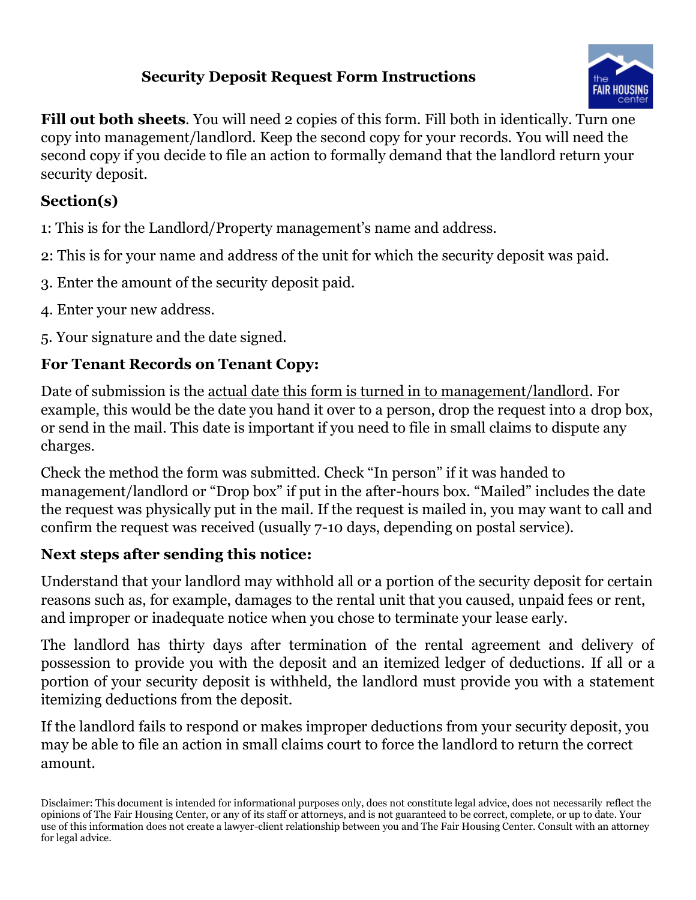# Security Deposit Request Form Instructions

**Fill out both sheets**. You will need 2 copies of this form. Fill both in identically. Turn one copy into management/landlord. Keep the second copy for your records. You will need the second copy if you decide to file an action to formally demand that the landlord return your security deposit.

### Section(s)

1: This is for the Landlord/Property management's name and address.

2: This is for your name and address of the unit for which the security deposit was paid.

3. Enter the amount of the security deposit paid.

4. Enter your new address.

5. Your signature and the date signed.

### For Tenant Records on Tenant Copy:

Date of submission is the actual date this form is turned in to management/landlord. For example, this would be the date you hand it over to a person, drop the request into a drop box, or send in the mail. This date is important if you need to file in small claims to dispute any charges.

Check the method the form was submitted. Check "In person" if it was handed to management/landlord or "Drop box" if put in the after-hours box. "Mailed" includes the date the request was physically put in the mail. If the request is mailed in, you may want to call and confirm the request was received (usually 7-10 days, depending on postal service).

### Next steps after sending this notice:

Understand that your landlord may withhold all or a portion of the security deposit for certain reasons such as, for example, damages to the rental unit that you caused, unpaid fees or rent, and improper or inadequate notice when you chose to terminate your lease early.

The landlord has thirty days after termination of the rental agreement and delivery of possession to provide you with the deposit and an itemized ledger of deductions. If all or a portion of your security deposit is withheld, the landlord must provide you with a statement itemizing deductions from the deposit.

If the landlord fails to respond or makes improper deductions from your security deposit, you may be able to file an action in small claims court to force the landlord to return the correct amount.

Disclaimer: This document is intended for informational purposes only, does not constitute legal advice, does not necessarily reflect the opinions of The Fair Housing Center, or any of its staff or attorneys, and is not guaranteed to be correct, complete, or up to date. Your use of this information does not create a lawyer-client relationship between you and The Fair Housing Center. Consult with an attorney for legal advice.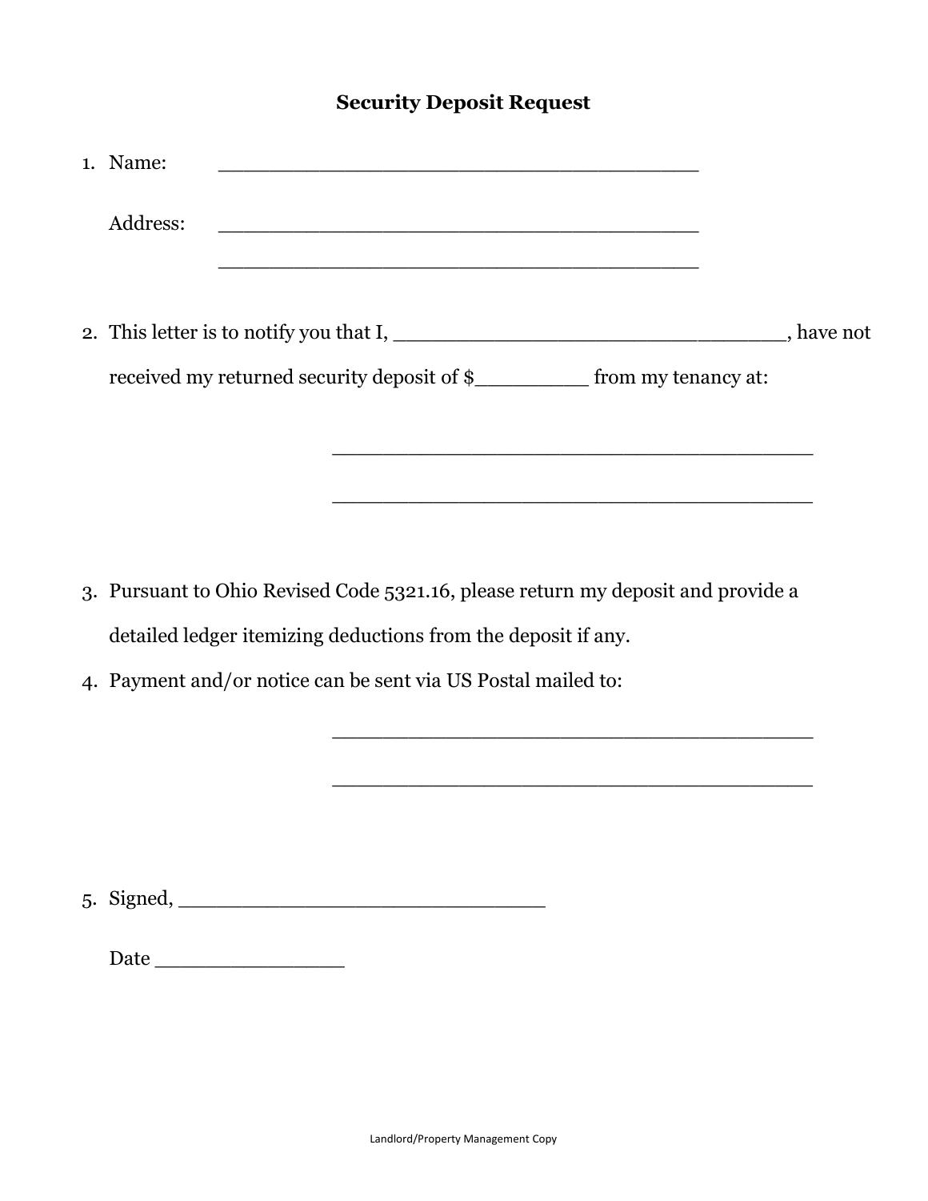# Security Deopsit Request

1. Name: ______________________________________

   Address: ______________________________________

   ______________________________________

2. This letter is to notify you that I, ______________________________, have not received my returned security deposit of $_________ from my tenancy at:

   ______________________________________

   ______________________________________

3. Pursuant to Ohio Revised Code 5321.16, please return my deposit and provide a detailed ledger itemizing deductions from the deposit if any.

4. Payment and/or notice can be sent via US Postal mailed to:

   ______________________________________

   ______________________________________

5. Signed, _____________________________

   Date _______________

Landlord/Property Management Copy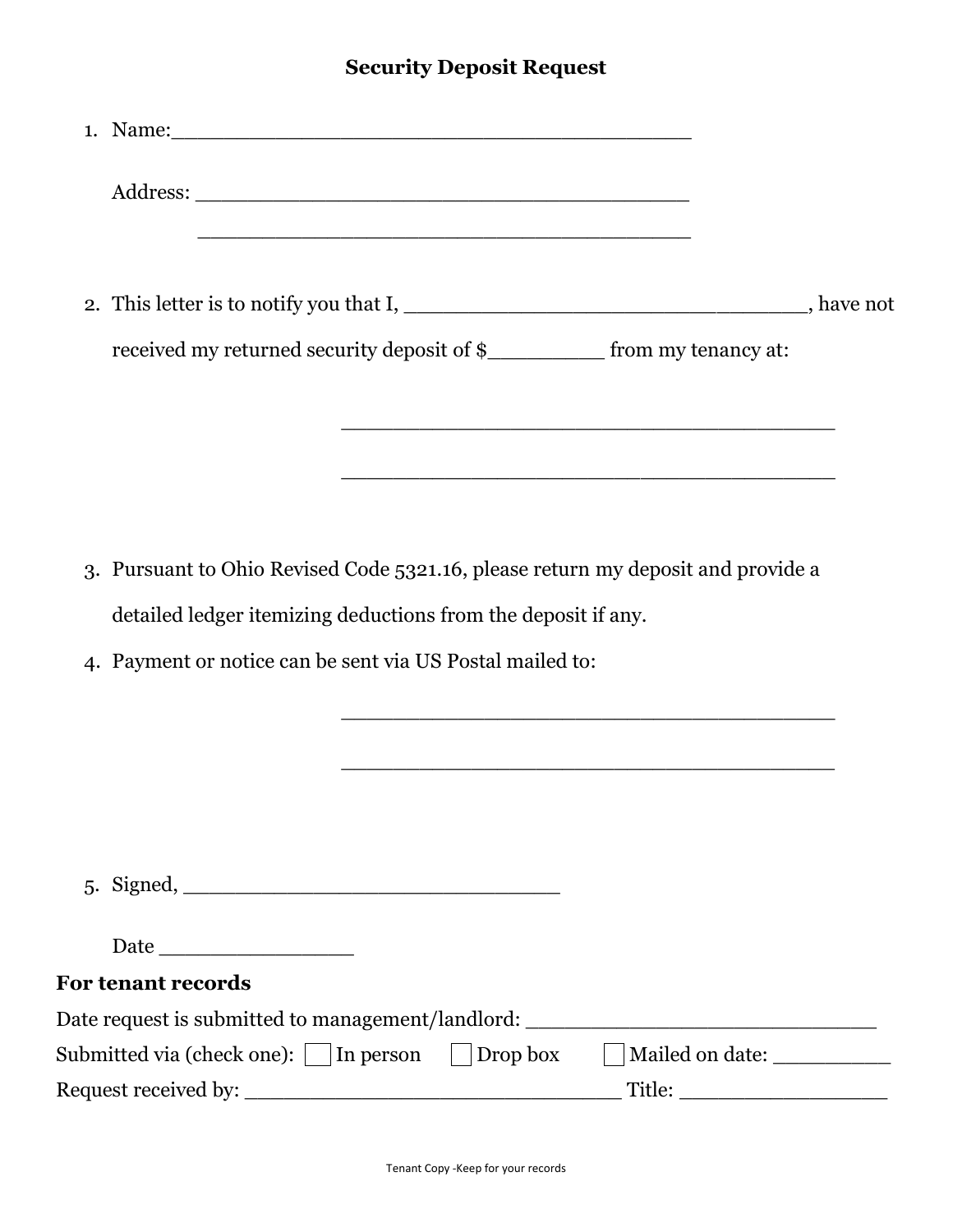# Security Deposit Request

1. Name:________________________________________

   Address: ______________________________________

   ______________________________________

2. This letter is to notify you that I, ________________________________, have not received my returned security deposit of $_________ from my tenancy at:

   ______________________________________

   ______________________________________

3. Pursuant to Ohio Revised Code 5321.16, please return my deposit and provide a detailed ledger itemizing deductions from the deposit if any.

4. Payment or notice can be sent via US Postal mailed to:

   ______________________________________

   ______________________________________

5. Signed, _____________________________

   Date _______________

**For tenant records**

Date request is submitted to management/landlord: ____________________________

Submitted via (check one): ☐ In person ☐ Drop box ☐ Mailed on date: _________

Request received by: _____________________________ Title: ________________

Tenant Copy -Keep for your records